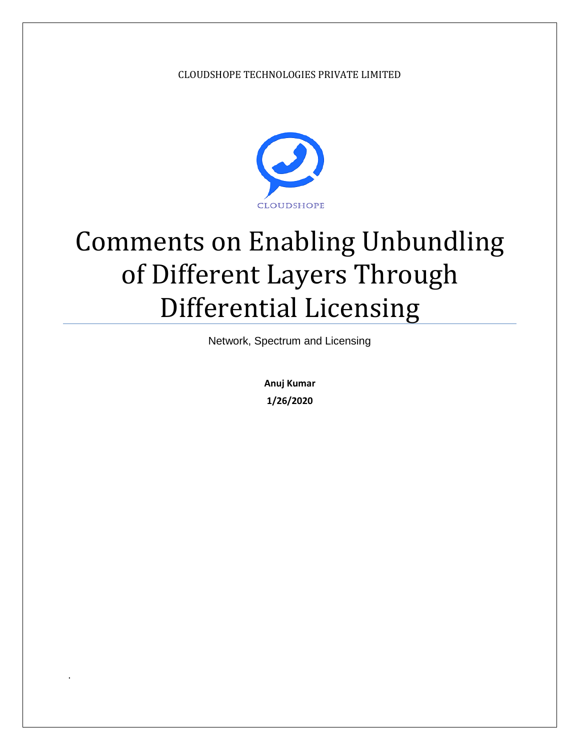CLOUDSHOPE TECHNOLOGIES PRIVATE LIMITED

CLOUDSHOPE

# Comments on Enabling Unbundling of Different Layers Through Differential Licensing

Network, Spectrum and Licensing

**Anuj Kumar**

**1/26/2020**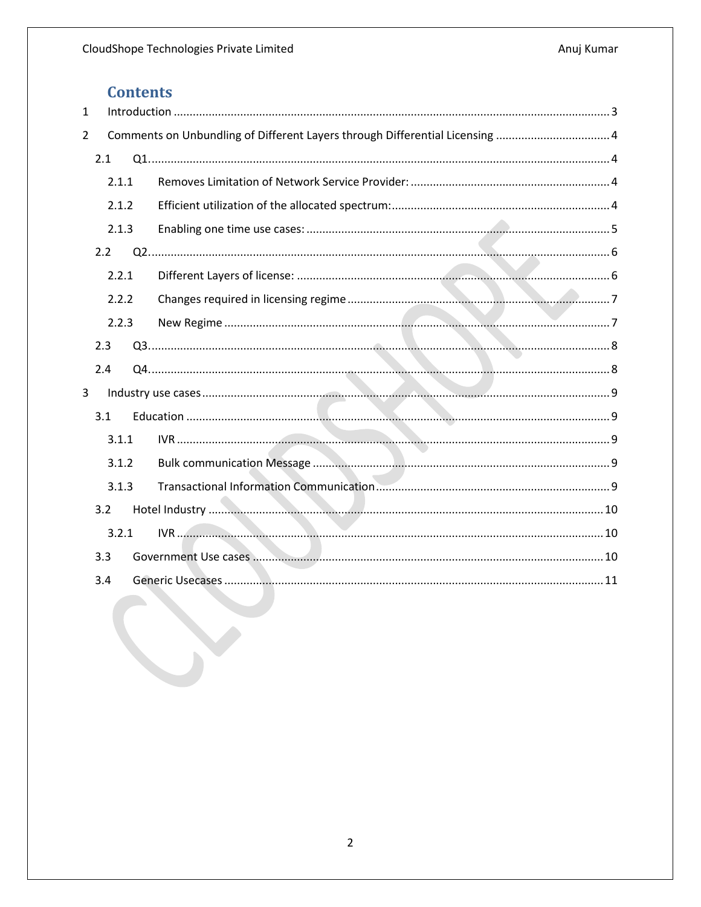# Contents

1 Introduction ........................................................................................................................ 3

2 Comments on Unbundling of Different Layers through Differential Licensing .................................... 4

2.1 Q1 ........................................................................................................................ 4

2.1.1 Removes Limitation of Network Service Provider: ............................................................... 4

2.1.2 Efficient utilization of the allocated spectrum: ..................................................................... 4

2.1.3 Enabling one time use cases: ............................................................................................... 5

2.2 Q2 ........................................................................................................................ 6

2.2.1 Different Layers of license: .................................................................................................. 6

2.2.2 Changes required in licensing regime .................................................................................. 7

2.2.3 New Regime ......................................................................................................................... 7

2.3 Q3 ........................................................................................................................ 8

2.4 Q4 ........................................................................................................................ 8

3 Industry use cases ............................................................................................................... 9

3.1 Education .................................................................................................................... 9

3.1.1 IVR ....................................................................................................................... 9

3.1.2 Bulk communication Message ............................................................................................. 9

3.1.3 Transactional Information Communication ......................................................................... 9

3.2 Hotel Industry ........................................................................................................... 10

3.2.1 IVR ..................................................................................................................... 10

3.3 Government Use cases ............................................................................................... 10

3.4 Generic Usecases ........................................................................................................ 11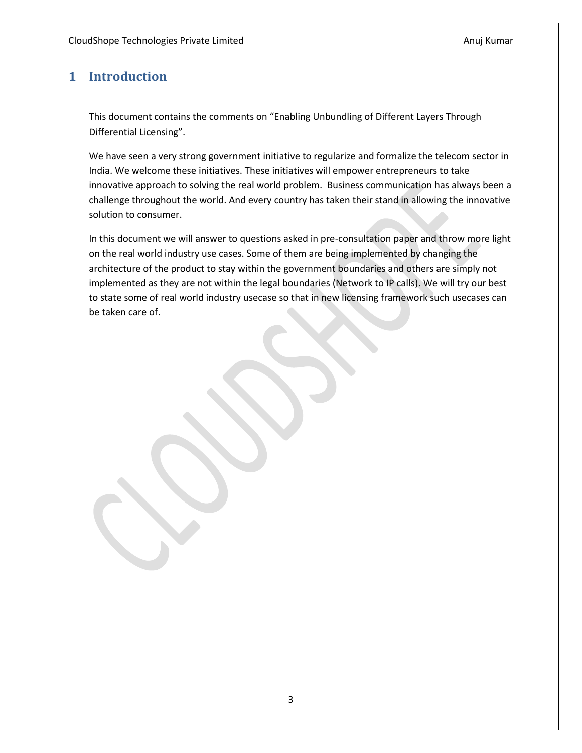# 1 Introduction

This document contains the comments on "Enabling Unbundling of Different Layers Through Differential Licensing".

We have seen a very strong government initiative to regularize and formalize the telecom sector in India. We welcome these initiatives. These initiatives will empower entrepreneurs to take innovative approach to solving the real world problem. Business communication has always been a challenge throughout the world. And every country has taken their stand in allowing the innovative solution to consumer.

In this document we will answer to questions asked in pre-consultation paper and throw more light on the real world industry use cases. Some of them are being implemented by changing the architecture of the product to stay within the government boundaries and others are simply not implemented as they are not within the legal boundaries (Network to IP calls). We will try our best to state some of real world industry usecase so that in new licensing framework such usecases can be taken care of.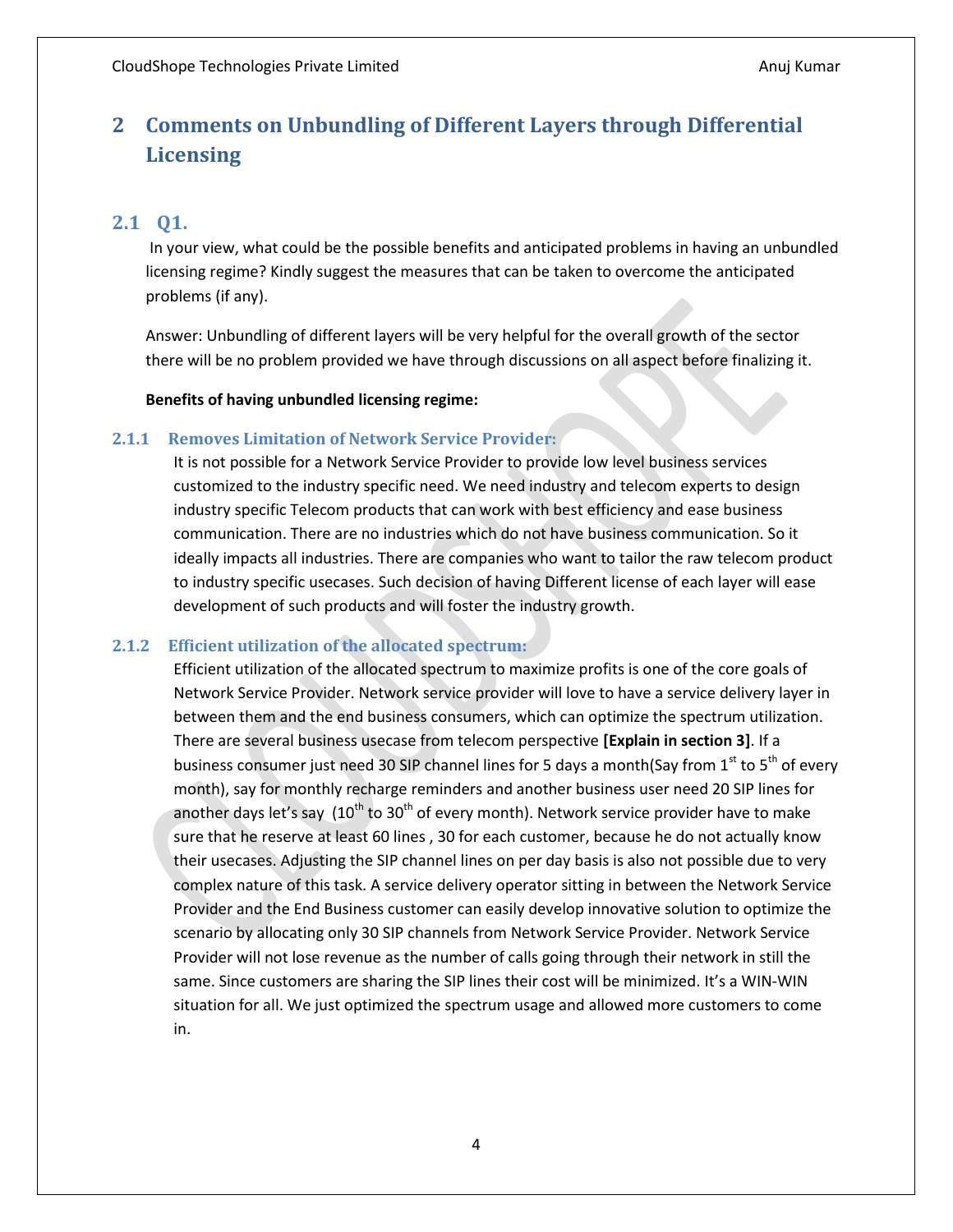# 2 Comments on Unbundling of Different Layers through Differential Licensing

## 2.1 Q1.

In your view, what could be the possible benefits and anticipated problems in having an unbundled licensing regime? Kindly suggest the measures that can be taken to overcome the anticipated problems (if any).

Answer: Unbundling of different layers will be very helpful for the overall growth of the sector there will be no problem provided we have through discussions on all aspect before finalizing it.

**Benefits of having unbundled licensing regime:**

### 2.1.1 Removes Limitation of Network Service Provider:

It is not possible for a Network Service Provider to provide low level business services customized to the industry specific need. We need industry and telecom experts to design industry specific Telecom products that can work with best efficiency and ease business communication. There are no industries which do not have business communication. So it ideally impacts all industries. There are companies who want to tailor the raw telecom product to industry specific usecases. Such decision of having Different license of each layer will ease development of such products and will foster the industry growth.

### 2.1.2 Efficient utilization of the allocated spectrum:

Efficient utilization of the allocated spectrum to maximize profits is one of the core goals of Network Service Provider. Network service provider will love to have a service delivery layer in between them and the end business consumers, which can optimize the spectrum utilization. There are several business usecase from telecom perspective **[Explain in section 3]**. If a business consumer just need 30 SIP channel lines for 5 days a month(Say from 1st to 5th of every month), say for monthly recharge reminders and another business user need 20 SIP lines for another days let's say (10th to 30th of every month). Network service provider have to make sure that he reserve at least 60 lines , 30 for each customer, because he do not actually know their usecases. Adjusting the SIP channel lines on per day basis is also not possible due to very complex nature of this task. A service delivery operator sitting in between the Network Service Provider and the End Business customer can easily develop innovative solution to optimize the scenario by allocating only 30 SIP channels from Network Service Provider. Network Service Provider will not lose revenue as the number of calls going through their network in still the same. Since customers are sharing the SIP lines their cost will be minimized. It's a WIN-WIN situation for all. We just optimized the spectrum usage and allowed more customers to come in.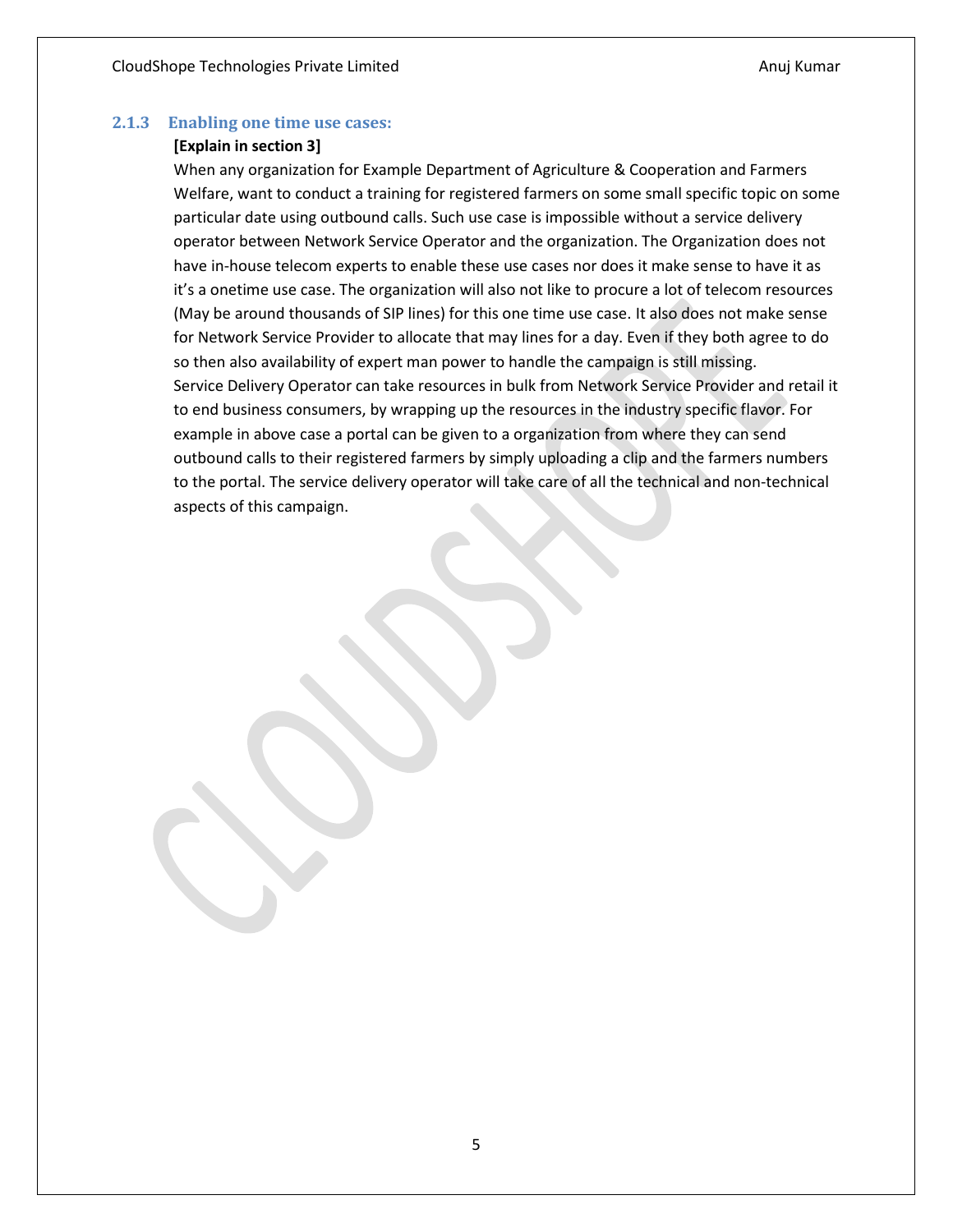### 2.1.3 Enabling one time use cases:

**[Explain in section 3]**

When any organization for Example Department of Agriculture & Cooperation and Farmers Welfare, want to conduct a training for registered farmers on some small specific topic on some particular date using outbound calls. Such use case is impossible without a service delivery operator between Network Service Operator and the organization. The Organization does not have in-house telecom experts to enable these use cases nor does it make sense to have it as it's a onetime use case. The organization will also not like to procure a lot of telecom resources (May be around thousands of SIP lines) for this one time use case. It also does not make sense for Network Service Provider to allocate that may lines for a day. Even if they both agree to do so then also availability of expert man power to handle the campaign is still missing.

Service Delivery Operator can take resources in bulk from Network Service Provider and retail it to end business consumers, by wrapping up the resources in the industry specific flavor. For example in above case a portal can be given to a organization from where they can send outbound calls to their registered farmers by simply uploading a clip and the farmers numbers to the portal. The service delivery operator will take care of all the technical and non-technical aspects of this campaign.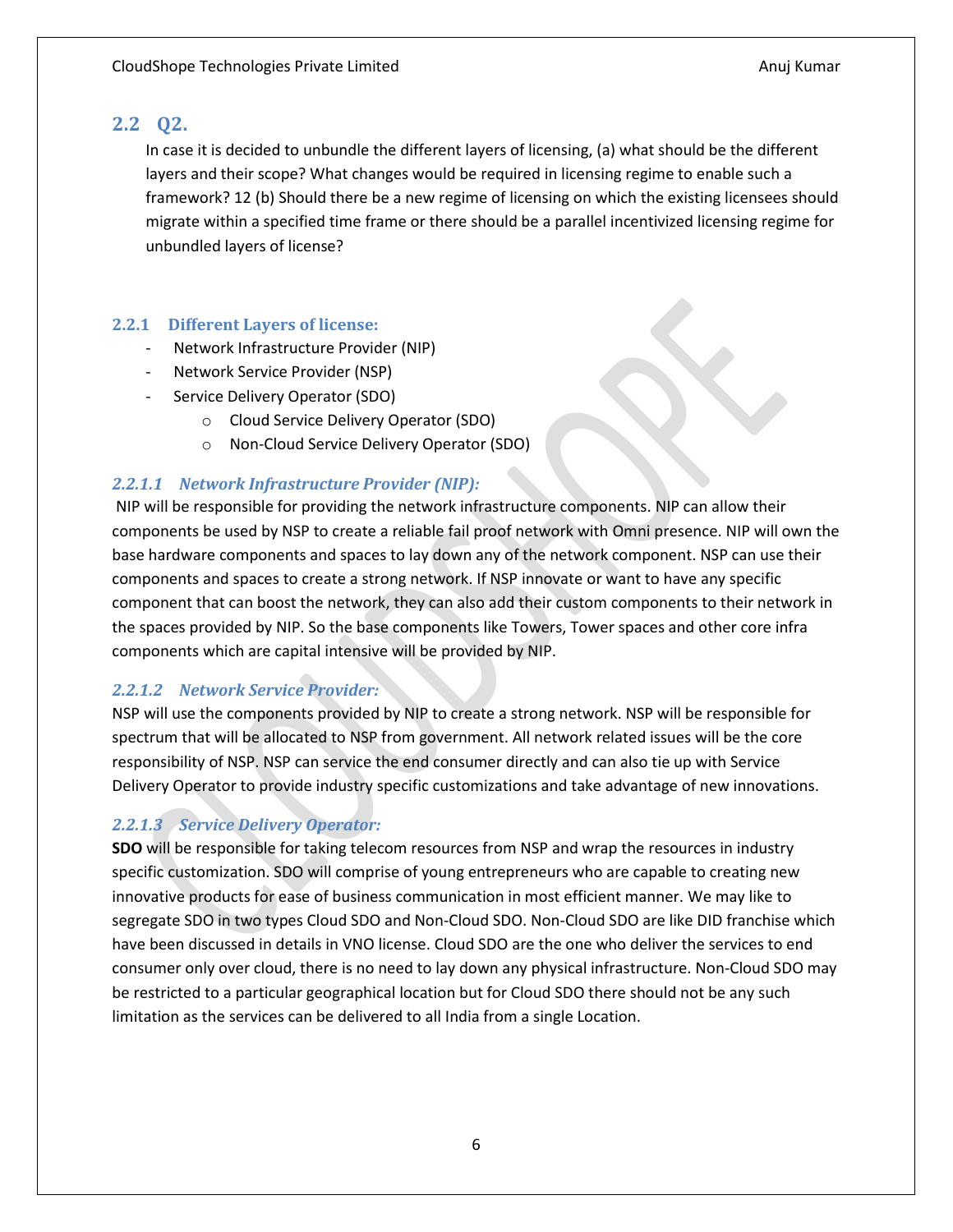## 2.2 Q2.

In case it is decided to unbundle the different layers of licensing, (a) what should be the different layers and their scope? What changes would be required in licensing regime to enable such a framework? 12 (b) Should there be a new regime of licensing on which the existing licensees should migrate within a specified time frame or there should be a parallel incentivized licensing regime for unbundled layers of license?

### 2.2.1 Different Layers of license:

- Network Infrastructure Provider (NIP)
- Network Service Provider (NSP)
- Service Delivery Operator (SDO)
    - Cloud Service Delivery Operator (SDO)
    - Non-Cloud Service Delivery Operator (SDO)

#### *2.2.1.1 Network Infrastructure Provider (NIP):*

NIP will be responsible for providing the network infrastructure components. NIP can allow their components be used by NSP to create a reliable fail proof network with Omni presence. NIP will own the base hardware components and spaces to lay down any of the network component. NSP can use their components and spaces to create a strong network. If NSP innovate or want to have any specific component that can boost the network, they can also add their custom components to their network in the spaces provided by NIP. So the base components like Towers, Tower spaces and other core infra components which are capital intensive will be provided by NIP.

#### *2.2.1.2 Network Service Provider:*

NSP will use the components provided by NIP to create a strong network. NSP will be responsible for spectrum that will be allocated to NSP from government. All network related issues will be the core responsibility of NSP. NSP can service the end consumer directly and can also tie up with Service Delivery Operator to provide industry specific customizations and take advantage of new innovations.

#### *2.2.1.3 Service Delivery Operator:*

**SDO** will be responsible for taking telecom resources from NSP and wrap the resources in industry specific customization. SDO will comprise of young entrepreneurs who are capable to creating new innovative products for ease of business communication in most efficient manner. We may like to segregate SDO in two types Cloud SDO and Non-Cloud SDO. Non-Cloud SDO are like DID franchise which have been discussed in details in VNO license. Cloud SDO are the one who deliver the services to end consumer only over cloud, there is no need to lay down any physical infrastructure. Non-Cloud SDO may be restricted to a particular geographical location but for Cloud SDO there should not be any such limitation as the services can be delivered to all India from a single Location.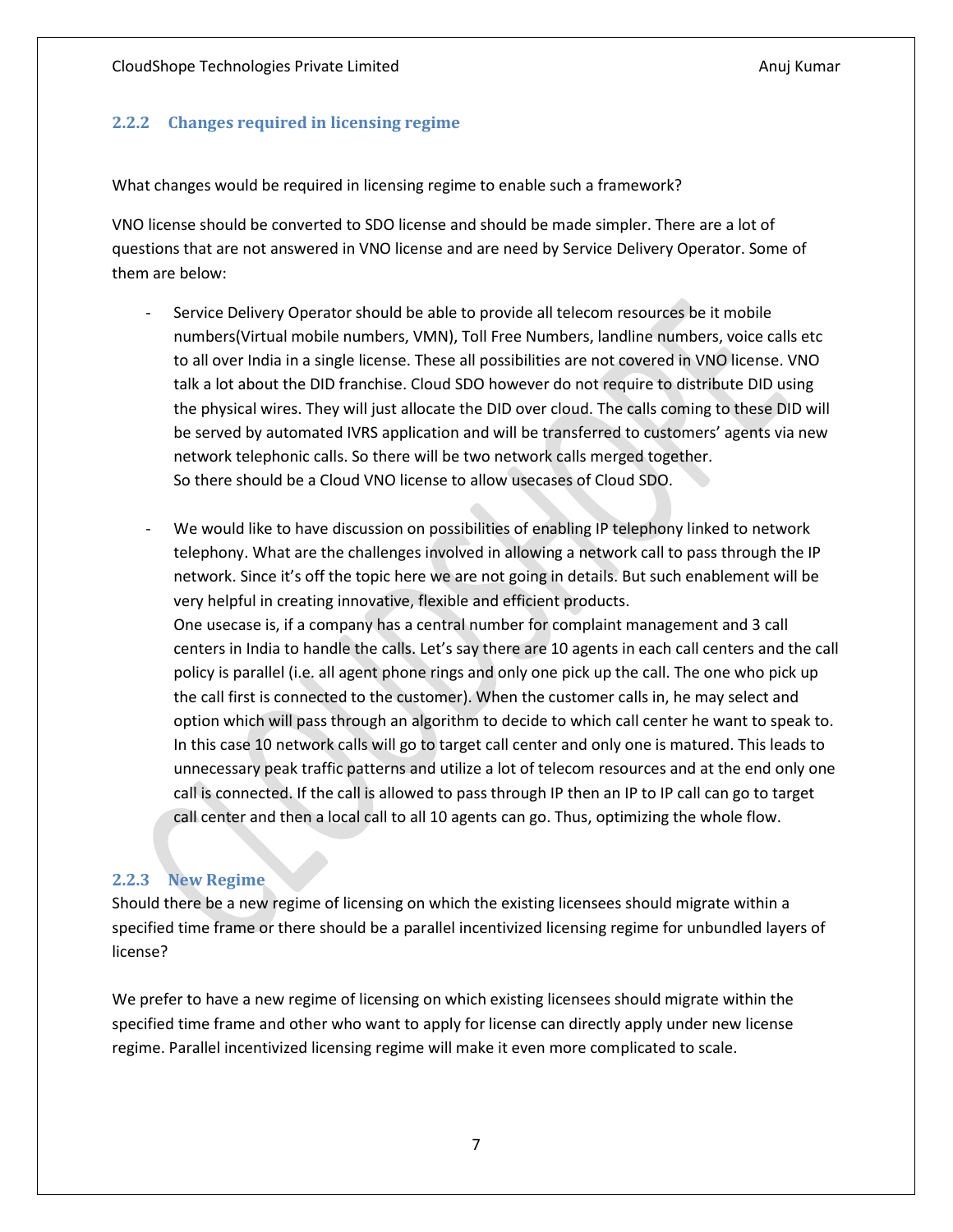### 2.2.2 Changes required in licensing regime

What changes would be required in licensing regime to enable such a framework?

VNO license should be converted to SDO license and should be made simpler. There are a lot of questions that are not answered in VNO license and are need by Service Delivery Operator. Some of them are below:

- Service Delivery Operator should be able to provide all telecom resources be it mobile numbers(Virtual mobile numbers, VMN), Toll Free Numbers, landline numbers, voice calls etc to all over India in a single license. These all possibilities are not covered in VNO license. VNO talk a lot about the DID franchise. Cloud SDO however do not require to distribute DID using the physical wires. They will just allocate the DID over cloud. The calls coming to these DID will be served by automated IVRS application and will be transferred to customers' agents via new network telephonic calls. So there will be two network calls merged together.
  So there should be a Cloud VNO license to allow usecases of Cloud SDO.

- We would like to have discussion on possibilities of enabling IP telephony linked to network telephony. What are the challenges involved in allowing a network call to pass through the IP network. Since it's off the topic here we are not going in details. But such enablement will be very helpful in creating innovative, flexible and efficient products.
  One usecase is, if a company has a central number for complaint management and 3 call centers in India to handle the calls. Let's say there are 10 agents in each call centers and the call policy is parallel (i.e. all agent phone rings and only one pick up the call. The one who pick up the call first is connected to the customer). When the customer calls in, he may select and option which will pass through an algorithm to decide to which call center he want to speak to. In this case 10 network calls will go to target call center and only one is matured. This leads to unnecessary peak traffic patterns and utilize a lot of telecom resources and at the end only one call is connected. If the call is allowed to pass through IP then an IP to IP call can go to target call center and then a local call to all 10 agents can go. Thus, optimizing the whole flow.

### 2.2.3 New Regime

Should there be a new regime of licensing on which the existing licensees should migrate within a specified time frame or there should be a parallel incentivized licensing regime for unbundled layers of license?

We prefer to have a new regime of licensing on which existing licensees should migrate within the specified time frame and other who want to apply for license can directly apply under new license regime. Parallel incentivized licensing regime will make it even more complicated to scale.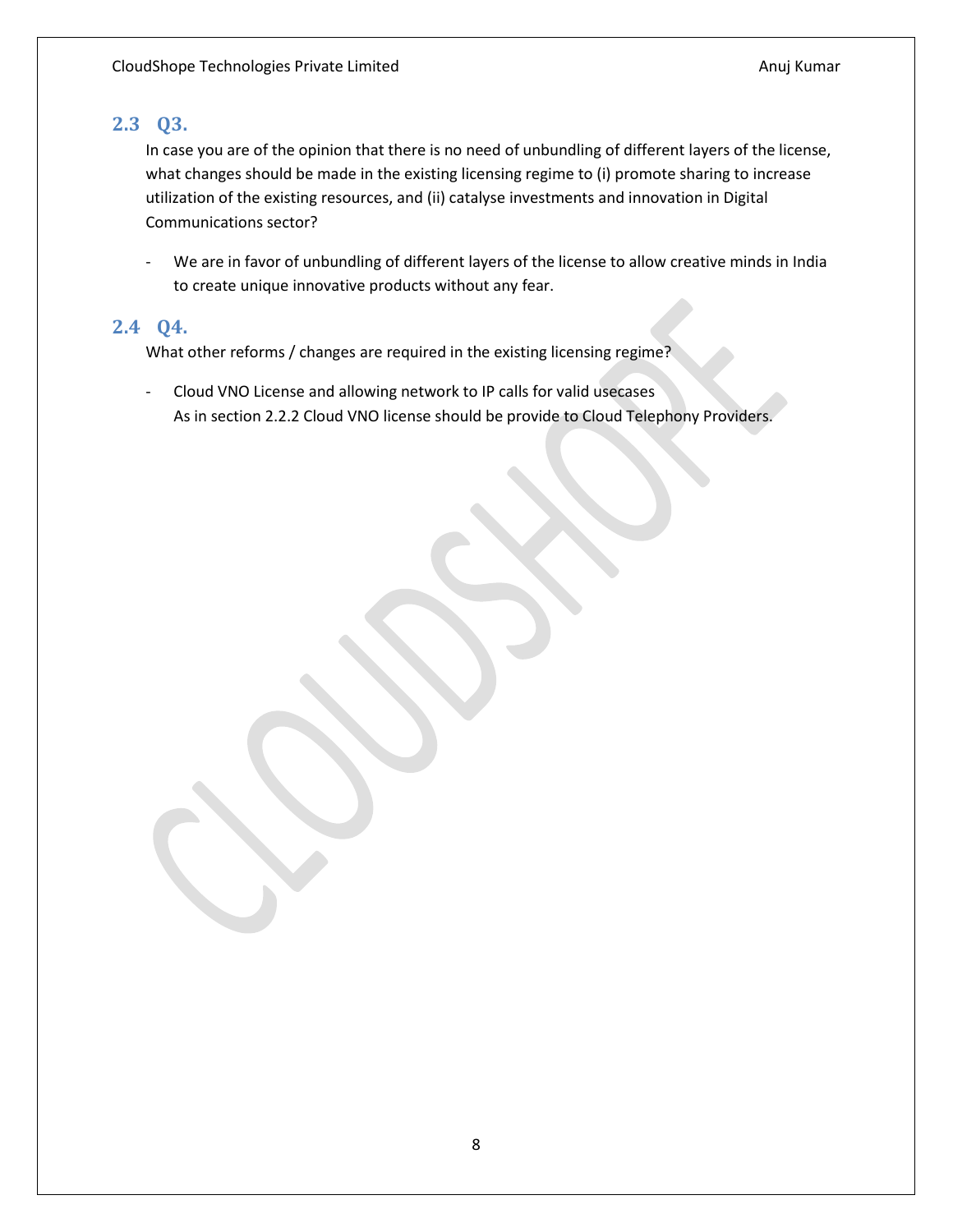## 2.3 Q3.

In case you are of the opinion that there is no need of unbundling of different layers of the license, what changes should be made in the existing licensing regime to (i) promote sharing to increase utilization of the existing resources, and (ii) catalyse investments and innovation in Digital Communications sector?

- We are in favor of unbundling of different layers of the license to allow creative minds in India to create unique innovative products without any fear.

## 2.4 Q4.

What other reforms / changes are required in the existing licensing regime?

- Cloud VNO License and allowing network to IP calls for valid usecases
  As in section 2.2.2 Cloud VNO license should be provide to Cloud Telephony Providers.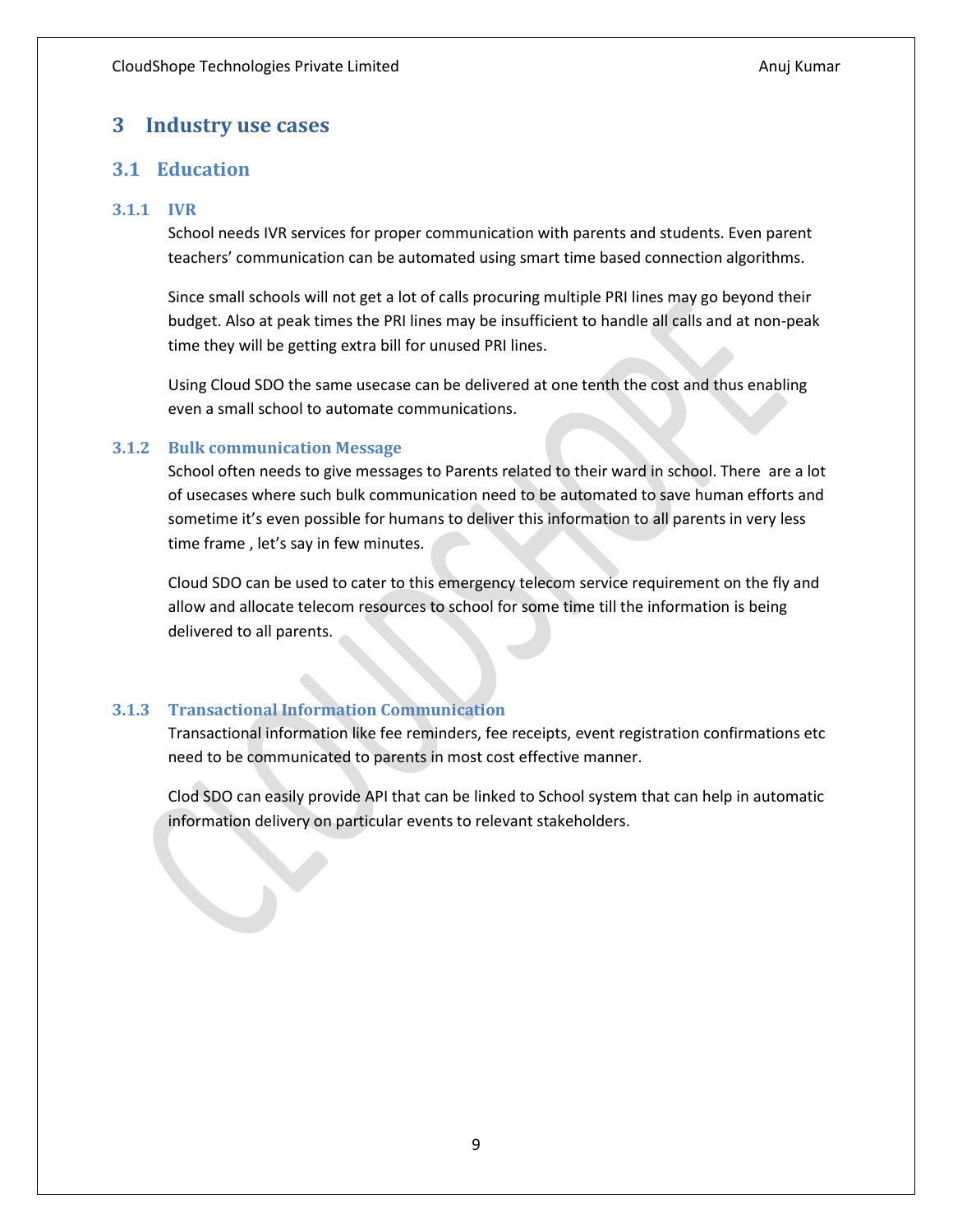# 3 Industry use cases

## 3.1 Education

### 3.1.1 IVR

School needs IVR services for proper communication with parents and students. Even parent teachers' communication can be automated using smart time based connection algorithms.

Since small schools will not get a lot of calls procuring multiple PRI lines may go beyond their budget. Also at peak times the PRI lines may be insufficient to handle all calls and at non-peak time they will be getting extra bill for unused PRI lines.

Using Cloud SDO the same usecase can be delivered at one tenth the cost and thus enabling even a small school to automate communications.

### 3.1.2 Bulk communication Message

School often needs to give messages to Parents related to their ward in school. There are a lot of usecases where such bulk communication need to be automated to save human efforts and sometime it's even possible for humans to deliver this information to all parents in very less time frame , let's say in few minutes.

Cloud SDO can be used to cater to this emergency telecom service requirement on the fly and allow and allocate telecom resources to school for some time till the information is being delivered to all parents.

### 3.1.3 Transactional Information Communication

Transactional information like fee reminders, fee receipts, event registration confirmations etc need to be communicated to parents in most cost effective manner.

Clod SDO can easily provide API that can be linked to School system that can help in automatic information delivery on particular events to relevant stakeholders.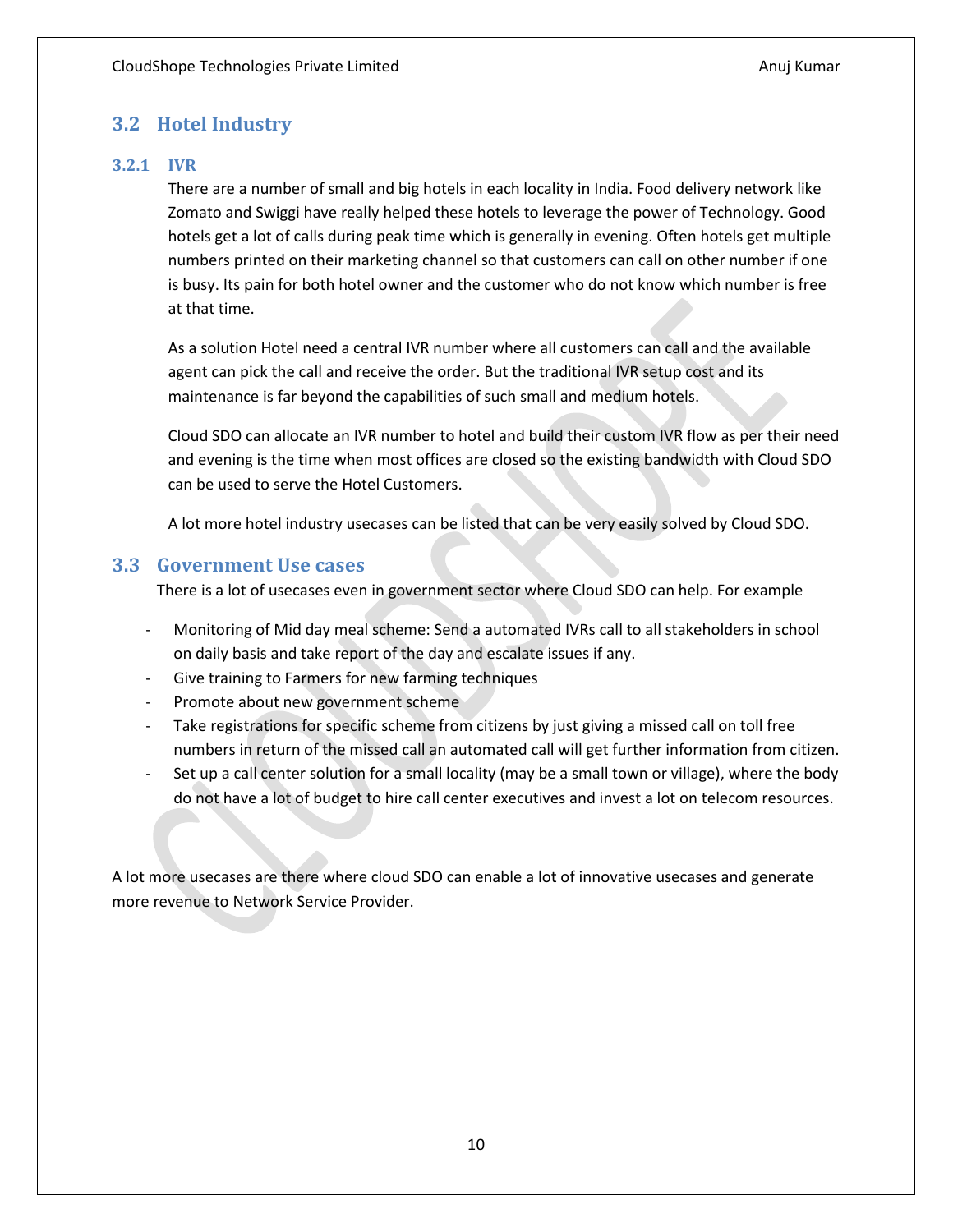## 3.2 Hotel Industry

### 3.2.1 IVR

There are a number of small and big hotels in each locality in India. Food delivery network like Zomato and Swiggi have really helped these hotels to leverage the power of Technology. Good hotels get a lot of calls during peak time which is generally in evening. Often hotels get multiple numbers printed on their marketing channel so that customers can call on other number if one is busy. Its pain for both hotel owner and the customer who do not know which number is free at that time.

As a solution Hotel need a central IVR number where all customers can call and the available agent can pick the call and receive the order. But the traditional IVR setup cost and its maintenance is far beyond the capabilities of such small and medium hotels.

Cloud SDO can allocate an IVR number to hotel and build their custom IVR flow as per their need and evening is the time when most offices are closed so the existing bandwidth with Cloud SDO can be used to serve the Hotel Customers.

A lot more hotel industry usecases can be listed that can be very easily solved by Cloud SDO.

## 3.3 Government Use cases

There is a lot of usecases even in government sector where Cloud SDO can help. For example

- Monitoring of Mid day meal scheme: Send a automated IVRs call to all stakeholders in school on daily basis and take report of the day and escalate issues if any.
- Give training to Farmers for new farming techniques
- Promote about new government scheme
- Take registrations for specific scheme from citizens by just giving a missed call on toll free numbers in return of the missed call an automated call will get further information from citizen.
- Set up a call center solution for a small locality (may be a small town or village), where the body do not have a lot of budget to hire call center executives and invest a lot on telecom resources.

A lot more usecases are there where cloud SDO can enable a lot of innovative usecases and generate more revenue to Network Service Provider.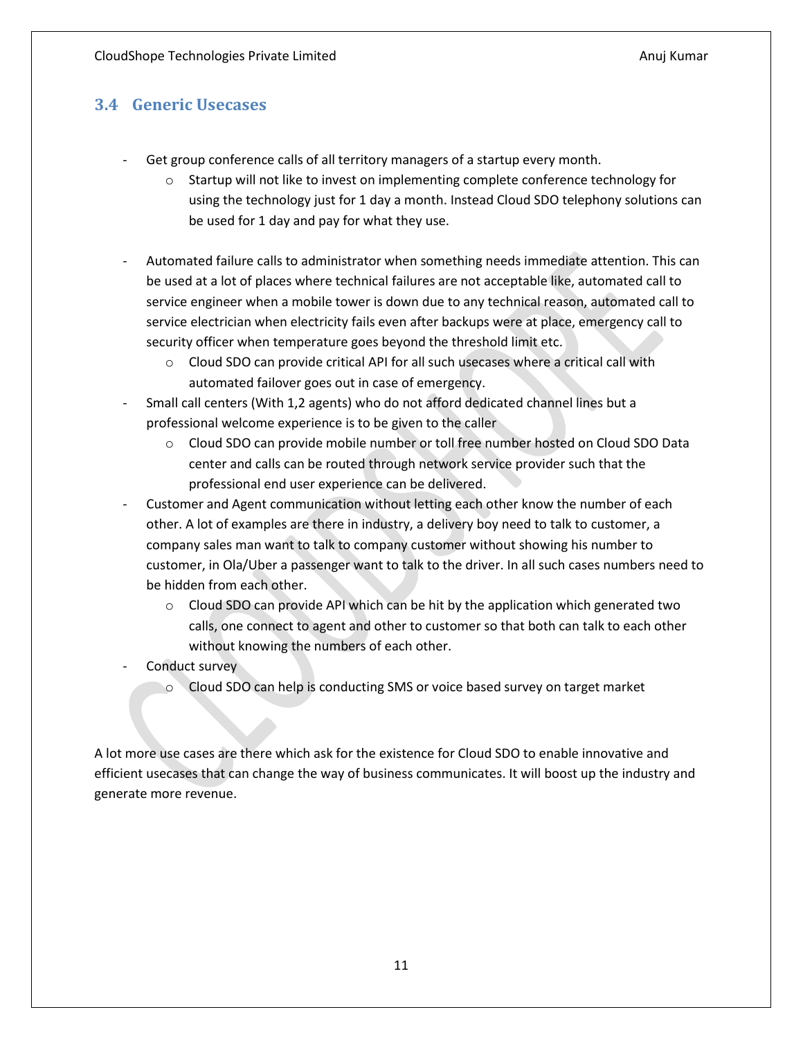## 3.4 Generic Usecases

- Get group conference calls of all territory managers of a startup every month.
  - Startup will not like to invest on implementing complete conference technology for using the technology just for 1 day a month. Instead Cloud SDO telephony solutions can be used for 1 day and pay for what they use.

- Automated failure calls to administrator when something needs immediate attention. This can be used at a lot of places where technical failures are not acceptable like, automated call to service engineer when a mobile tower is down due to any technical reason, automated call to service electrician when electricity fails even after backups were at place, emergency call to security officer when temperature goes beyond the threshold limit etc.
  - Cloud SDO can provide critical API for all such usecases where a critical call with automated failover goes out in case of emergency.
- Small call centers (With 1,2 agents) who do not afford dedicated channel lines but a professional welcome experience is to be given to the caller
  - Cloud SDO can provide mobile number or toll free number hosted on Cloud SDO Data center and calls can be routed through network service provider such that the professional end user experience can be delivered.
- Customer and Agent communication without letting each other know the number of each other. A lot of examples are there in industry, a delivery boy need to talk to customer, a company sales man want to talk to company customer without showing his number to customer, in Ola/Uber a passenger want to talk to the driver. In all such cases numbers need to be hidden from each other.
  - Cloud SDO can provide API which can be hit by the application which generated two calls, one connect to agent and other to customer so that both can talk to each other without knowing the numbers of each other.
- Conduct survey
  - Cloud SDO can help is conducting SMS or voice based survey on target market

A lot more use cases are there which ask for the existence for Cloud SDO to enable innovative and efficient usecases that can change the way of business communicates. It will boost up the industry and generate more revenue.